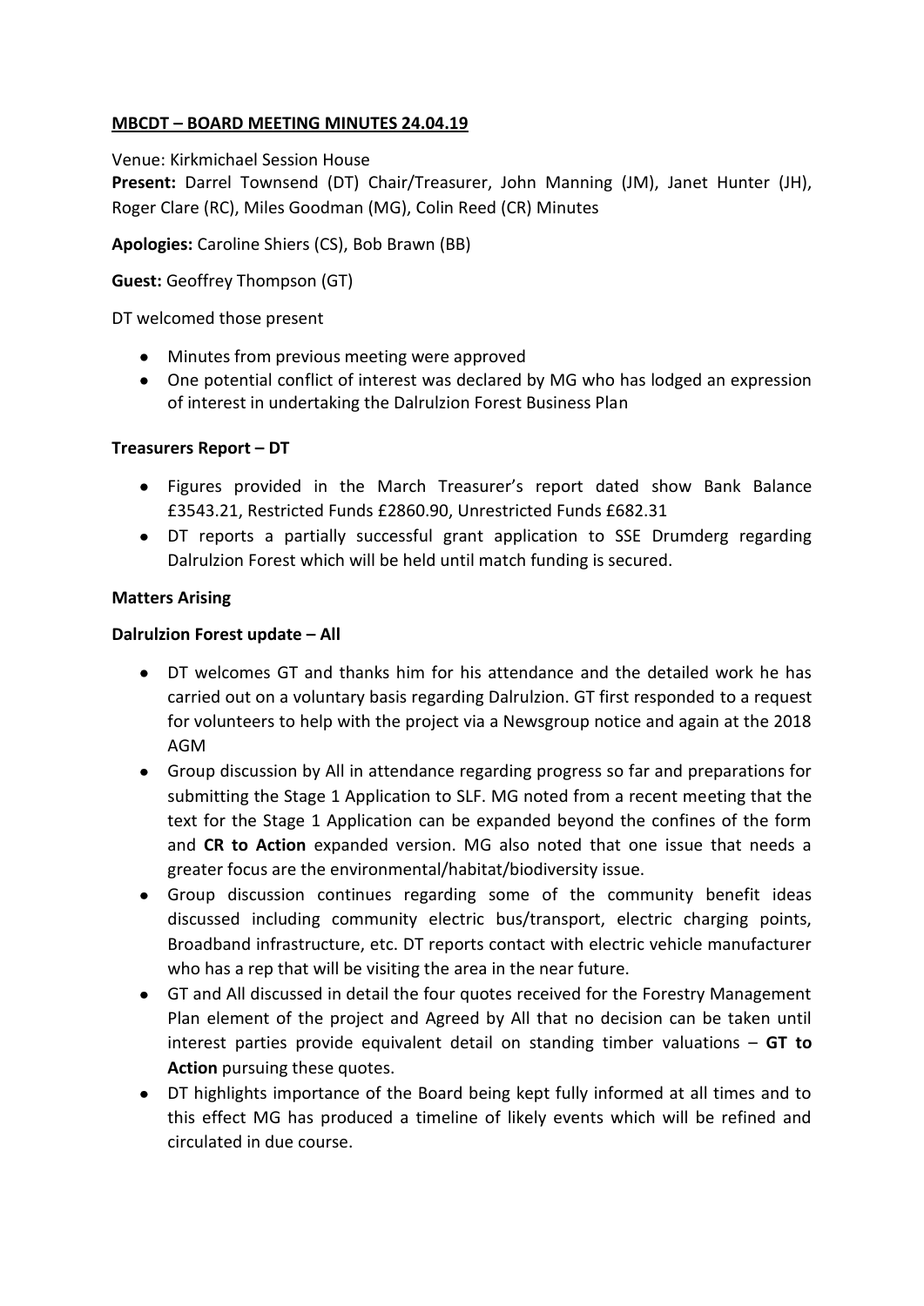**MBCDT – BOARD MEETING MINUTES 24.04.19**

Venue: Kirkmichael Session House

**Present:** Darrel Townsend (DT) Chair/Treasurer, John Manning (JM), Janet Hunter (JH), Roger Clare (RC), Miles Goodman (MG), Colin Reed (CR) Minutes

**Apologies:** Caroline Shiers (CS), Bob Brawn (BB)

**Guest:** Geoffrey Thompson (GT)

DT welcomed those present

- Minutes from previous meeting were approved
- One potential conflict of interest was declared by MG who has lodged an expression of interest in undertaking the Dalrulzion Forest Business Plan

**Treasurers Report – DT**

- Figures provided in the March Treasurer's report dated show Bank Balance £3543.21, Restricted Funds £2860.90, Unrestricted Funds £682.31
- DT reports a partially successful grant application to SSE Drumderg regarding Dalrulzion Forest which will be held until match funding is secured.

**Matters Arising**

**Dalrulzion Forest update – All**

- DT welcomes GT and thanks him for his attendance and the detailed work he has carried out on a voluntary basis regarding Dalrulzion. GT first responded to a request for volunteers to help with the project via a Newsgroup notice and again at the 2018 AGM
- Group discussion by All in attendance regarding progress so far and preparations for submitting the Stage 1 Application to SLF. MG noted from a recent meeting that the text for the Stage 1 Application can be expanded beyond the confines of the form and **CR to Action** expanded version. MG also noted that one issue that needs a greater focus are the environmental/habitat/biodiversity issue.
- Group discussion continues regarding some of the community benefit ideas discussed including community electric bus/transport, electric charging points, Broadband infrastructure, etc. DT reports contact with electric vehicle manufacturer who has a rep that will be visiting the area in the near future.
- GT and All discussed in detail the four quotes received for the Forestry Management Plan element of the project and Agreed by All that no decision can be taken until interest parties provide equivalent detail on standing timber valuations – **GT to Action** pursuing these quotes.
- DT highlights importance of the Board being kept fully informed at all times and to this effect MG has produced a timeline of likely events which will be refined and circulated in due course.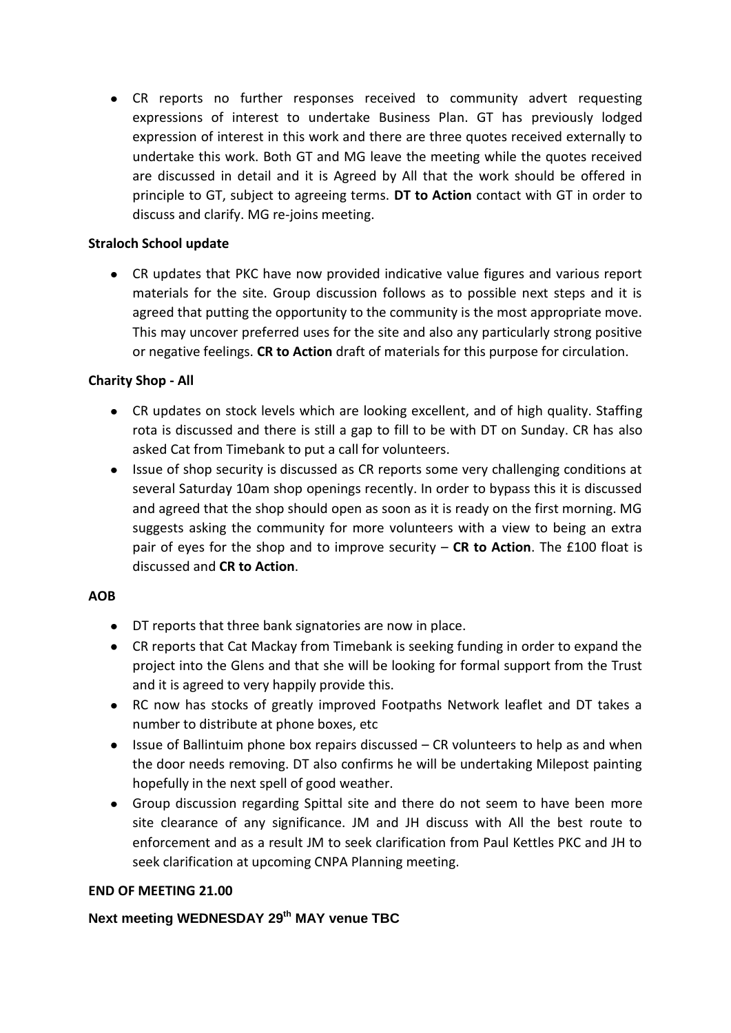- CR reports no further responses received to community advert requesting expressions of interest to undertake Business Plan. GT has previously lodged expression of interest in this work and there are three quotes received externally to undertake this work. Both GT and MG leave the meeting while the quotes received are discussed in detail and it is Agreed by All that the work should be offered in principle to GT, subject to agreeing terms. **DT to Action** contact with GT in order to discuss and clarify. MG re-joins meeting.

**Straloch School update**

- CR updates that PKC have now provided indicative value figures and various report materials for the site. Group discussion follows as to possible next steps and it is agreed that putting the opportunity to the community is the most appropriate move. This may uncover preferred uses for the site and also any particularly strong positive or negative feelings. **CR to Action** draft of materials for this purpose for circulation.

**Charity Shop - All**

- CR updates on stock levels which are looking excellent, and of high quality. Staffing rota is discussed and there is still a gap to fill to be with DT on Sunday. CR has also asked Cat from Timebank to put a call for volunteers.
- Issue of shop security is discussed as CR reports some very challenging conditions at several Saturday 10am shop openings recently. In order to bypass this it is discussed and agreed that the shop should open as soon as it is ready on the first morning. MG suggests asking the community for more volunteers with a view to being an extra pair of eyes for the shop and to improve security – **CR to Action**. The £100 float is discussed and **CR to Action**.

**AOB**

- DT reports that three bank signatories are now in place.
- CR reports that Cat Mackay from Timebank is seeking funding in order to expand the project into the Glens and that she will be looking for formal support from the Trust and it is agreed to very happily provide this.
- RC now has stocks of greatly improved Footpaths Network leaflet and DT takes a number to distribute at phone boxes, etc
- Issue of Ballintuim phone box repairs discussed – CR volunteers to help as and when the door needs removing. DT also confirms he will be undertaking Milepost painting hopefully in the next spell of good weather.
- Group discussion regarding Spittal site and there do not seem to have been more site clearance of any significance. JM and JH discuss with All the best route to enforcement and as a result JM to seek clarification from Paul Kettles PKC and JH to seek clarification at upcoming CNPA Planning meeting.

**END OF MEETING 21.00**

**Next meeting WEDNESDAY 29th MAY venue TBC**